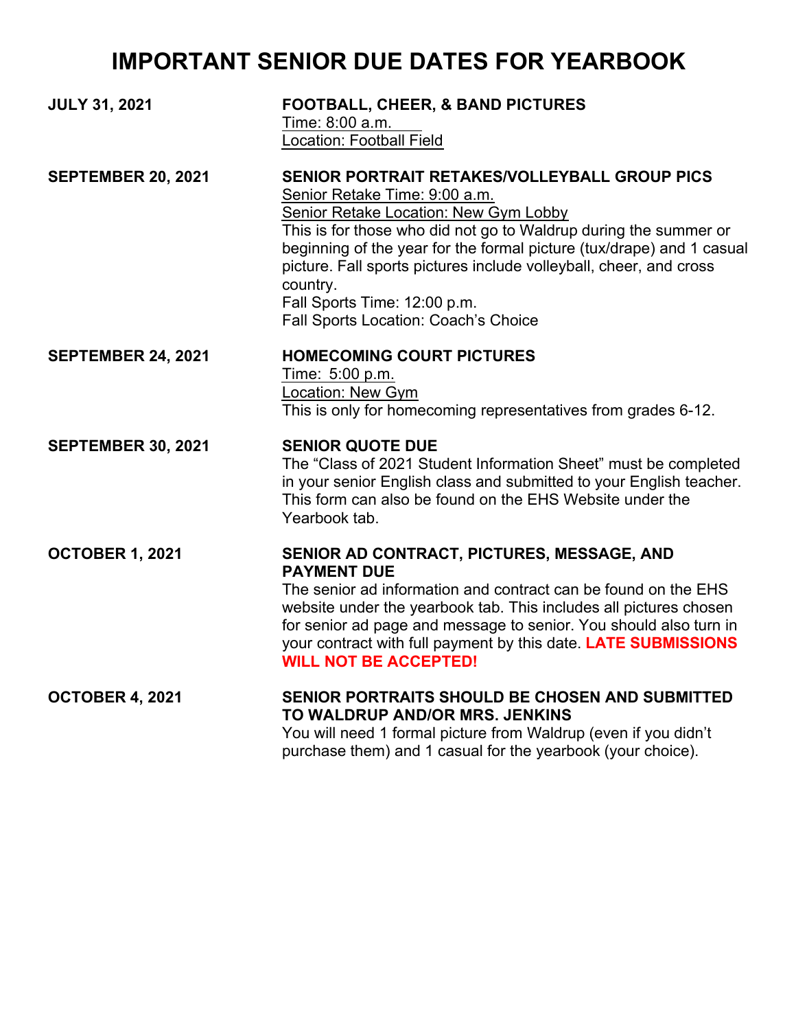# IMPORTANT SENIOR DUE DATES FOR YEARBOOK

**JULY 31, 2021**

**FOOTBALL, CHEER, & BAND PICTURES**
Time: 8:00 a.m.
Location: Football Field

**SEPTEMBER 20, 2021**

**SENIOR PORTRAIT RETAKES/VOLLEYBALL GROUP PICS**
Senior Retake Time: 9:00 a.m.
Senior Retake Location: New Gym Lobby
This is for those who did not go to Waldrup during the summer or beginning of the year for the formal picture (tux/drape) and 1 casual picture. Fall sports pictures include volleyball, cheer, and cross country.
Fall Sports Time: 12:00 p.m.
Fall Sports Location: Coach's Choice

**SEPTEMBER 24, 2021**

**HOMECOMING COURT PICTURES**
Time: 5:00 p.m.
Location: New Gym
This is only for homecoming representatives from grades 6-12.

**SEPTEMBER 30, 2021**

**SENIOR QUOTE DUE**
The "Class of 2021 Student Information Sheet" must be completed in your senior English class and submitted to your English teacher. This form can also be found on the EHS Website under the Yearbook tab.

**OCTOBER 1, 2021**

**SENIOR AD CONTRACT, PICTURES, MESSAGE, AND PAYMENT DUE**
The senior ad information and contract can be found on the EHS website under the yearbook tab. This includes all pictures chosen for senior ad page and message to senior. You should also turn in your contract with full payment by this date. **LATE SUBMISSIONS WILL NOT BE ACCEPTED!**

**OCTOBER 4, 2021**

**SENIOR PORTRAITS SHOULD BE CHOSEN AND SUBMITTED TO WALDRUP AND/OR MRS. JENKINS**
You will need 1 formal picture from Waldrup (even if you didn't purchase them) and 1 casual for the yearbook (your choice).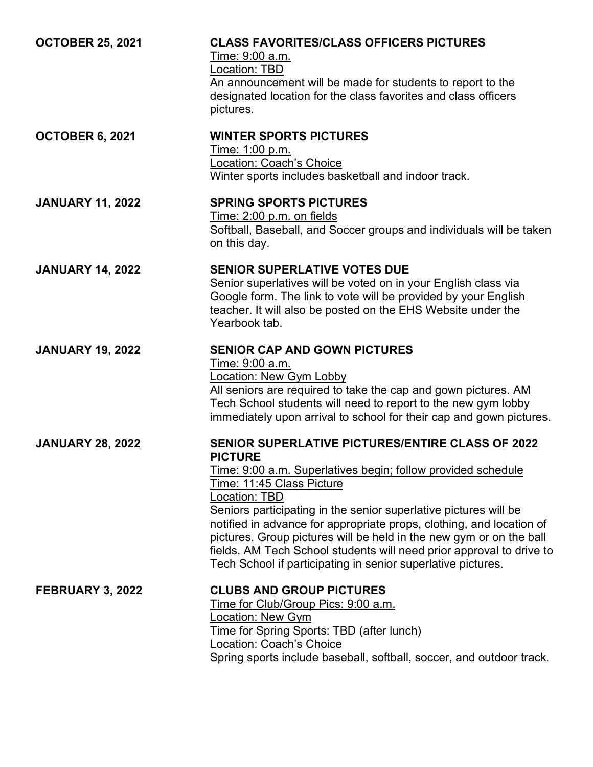**OCTOBER 25, 2021**

**CLASS FAVORITES/CLASS OFFICERS PICTURES**

Time: 9:00 a.m.
Location: TBD
An announcement will be made for students to report to the designated location for the class favorites and class officers pictures.

**OCTOBER 6, 2021**

**WINTER SPORTS PICTURES**

Time: 1:00 p.m.
Location: Coach's Choice
Winter sports includes basketball and indoor track.

**JANUARY 11, 2022**

**SPRING SPORTS PICTURES**

Time: 2:00 p.m. on fields
Softball, Baseball, and Soccer groups and individuals will be taken on this day.

**JANUARY 14, 2022**

**SENIOR SUPERLATIVE VOTES DUE**

Senior superlatives will be voted on in your English class via Google form. The link to vote will be provided by your English teacher. It will also be posted on the EHS Website under the Yearbook tab.

**JANUARY 19, 2022**

**SENIOR CAP AND GOWN PICTURES**

Time: 9:00 a.m.
Location: New Gym Lobby
All seniors are required to take the cap and gown pictures. AM Tech School students will need to report to the new gym lobby immediately upon arrival to school for their cap and gown pictures.

**JANUARY 28, 2022**

**SENIOR SUPERLATIVE PICTURES/ENTIRE CLASS OF 2022 PICTURE**

Time: 9:00 a.m. Superlatives begin; follow provided schedule
Time: 11:45 Class Picture
Location: TBD
Seniors participating in the senior superlative pictures will be notified in advance for appropriate props, clothing, and location of pictures. Group pictures will be held in the new gym or on the ball fields. AM Tech School students will need prior approval to drive to Tech School if participating in senior superlative pictures.

**FEBRUARY 3, 2022**

**CLUBS AND GROUP PICTURES**

Time for Club/Group Pics: 9:00 a.m.
Location: New Gym
Time for Spring Sports: TBD (after lunch)
Location: Coach's Choice
Spring sports include baseball, softball, soccer, and outdoor track.